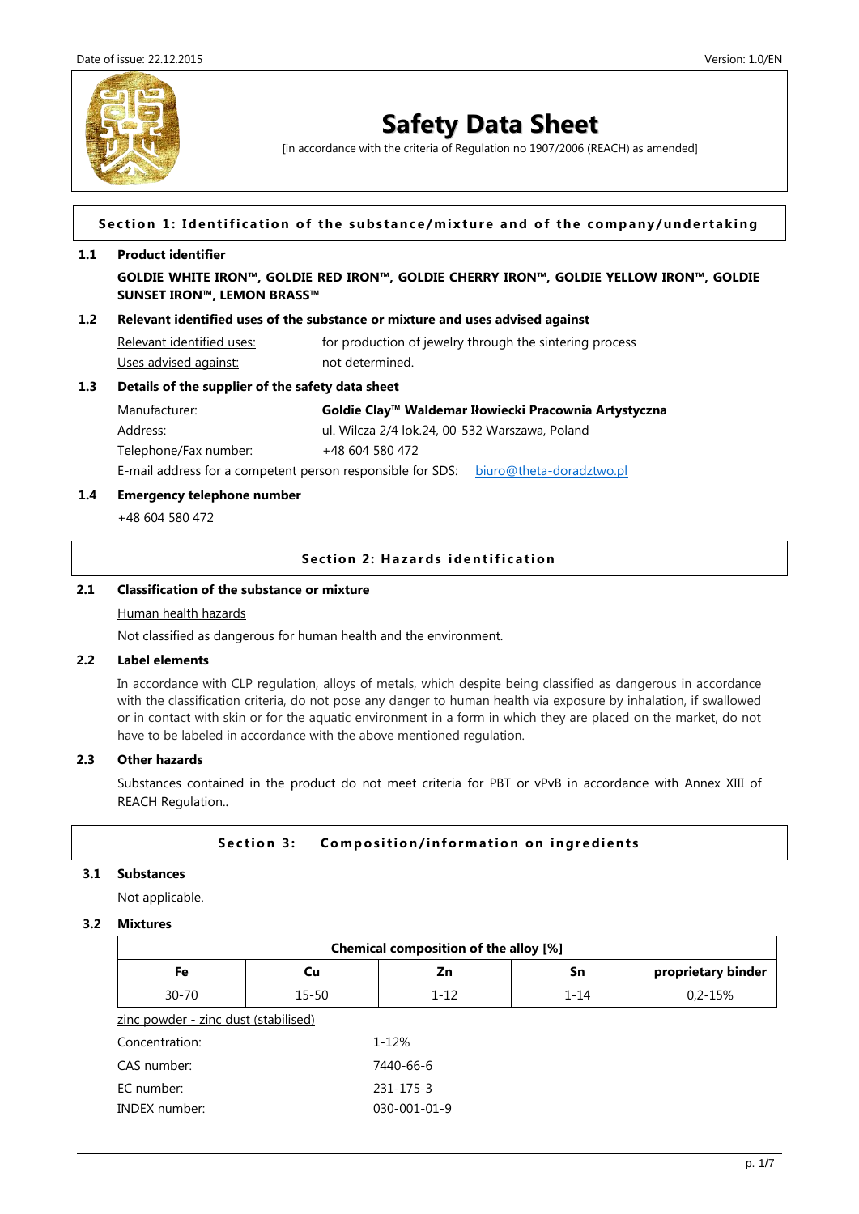Date of issue: 22.12.2015 Version: 1.0/EN

# Safety Data Sheet

[in accordance with the criteria of Regulation no 1907/2006 (REACH) as amended]

## Section 1: Identification of the substance/mixture and of the company/undertaking

### 1.1 Product identifier

**GOLDIE WHITE IRON™, GOLDIE RED IRON™, GOLDIE CHERRY IRON™, GOLDIE YELLOW IRON™, GOLDIE SUNSET IRON™, LEMON BRASS™**

### 1.2 Relevant identified uses of the substance or mixture and uses advised against

Relevant identified uses: for production of jewelry through the sintering process

Uses advised against: not determined.

### 1.3 Details of the supplier of the safety data sheet

Manufacturer: **Goldie Clay™ Waldemar Iłowiecki Pracownia Artystyczna**

Address: ul. Wilcza 2/4 lok.24, 00-532 Warszawa, Poland

Telephone/Fax number: +48 604 580 472

E-mail address for a competent person responsible for SDS: biuro@theta-doradztwo.pl

### 1.4 Emergency telephone number

+48 604 580 472

## Section 2: Hazards identification

### 2.1 Classification of the substance or mixture

Human health hazards

Not classified as dangerous for human health and the environment.

### 2.2 Label elements

In accordance with CLP regulation, alloys of metals, which despite being classified as dangerous in accordance with the classification criteria, do not pose any danger to human health via exposure by inhalation, if swallowed or in contact with skin or for the aquatic environment in a form in which they are placed on the market, do not have to be labeled in accordance with the above mentioned regulation.

### 2.3 Other hazards

Substances contained in the product do not meet criteria for PBT or vPvB in accordance with Annex XIII of REACH Regulation..

## Section 3: Composition/information on ingredients

### 3.1 Substances

Not applicable.

### 3.2 Mixtures

| Chemical composition of the alloy [%] | | | | |
|---|---|---|---|---|
| Fe | Cu | Zn | Sn | proprietary binder |
| 30-70 | 15-50 | 1-12 | 1-14 | 0,2-15% |

zinc powder - zinc dust (stabilised)

Concentration: 1-12%

CAS number: 7440-66-6

EC number: 231-175-3

INDEX number: 030-001-01-9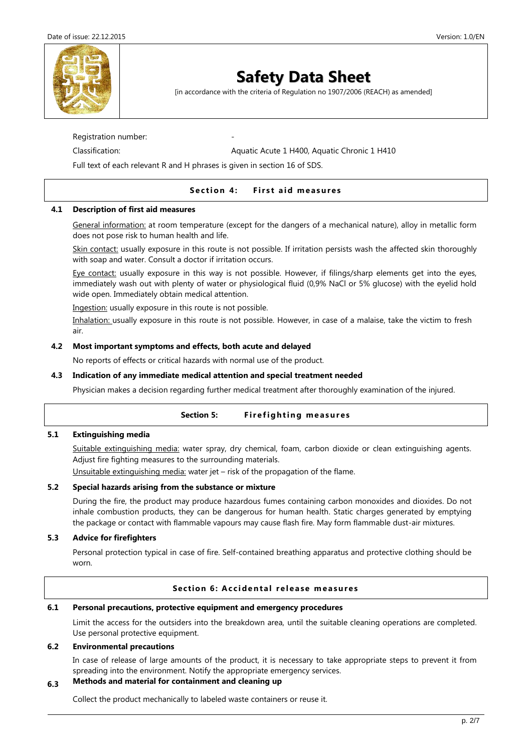Registration number: -

Classification: Aquatic Acute 1 H400, Aquatic Chronic 1 H410

Full text of each relevant R and H phrases is given in section 16 of SDS.

## Section 4: First aid measures

### 4.1 Description of first aid measures

General information: at room temperature (except for the dangers of a mechanical nature), alloy in metallic form does not pose risk to human health and life.

Skin contact: usually exposure in this route is not possible. If irritation persists wash the affected skin thoroughly with soap and water. Consult a doctor if irritation occurs.

Eye contact: usually exposure in this way is not possible. However, if filings/sharp elements get into the eyes, immediately wash out with plenty of water or physiological fluid (0,9% NaCl or 5% glucose) with the eyelid hold wide open. Immediately obtain medical attention.

Ingestion: usually exposure in this route is not possible.

Inhalation: usually exposure in this route is not possible. However, in case of a malaise, take the victim to fresh air.

### 4.2 Most important symptoms and effects, both acute and delayed

No reports of effects or critical hazards with normal use of the product.

### 4.3 Indication of any immediate medical attention and special treatment needed

Physician makes a decision regarding further medical treatment after thoroughly examination of the injured.

## Section 5: Firefighting measures

### 5.1 Extinguishing media

Suitable extinguishing media: water spray, dry chemical, foam, carbon dioxide or clean extinguishing agents. Adjust fire fighting measures to the surrounding materials.

Unsuitable extinguishing media: water jet – risk of the propagation of the flame.

### 5.2 Special hazards arising from the substance or mixture

During the fire, the product may produce hazardous fumes containing carbon monoxides and dioxides. Do not inhale combustion products, they can be dangerous for human health. Static charges generated by emptying the package or contact with flammable vapours may cause flash fire. May form flammable dust-air mixtures.

### 5.3 Advice for firefighters

Personal protection typical in case of fire. Self-contained breathing apparatus and protective clothing should be worn.

## Section 6: Accidental release measures

### 6.1 Personal precautions, protective equipment and emergency procedures

Limit the access for the outsiders into the breakdown area, until the suitable cleaning operations are completed. Use personal protective equipment.

### 6.2 Environmental precautions

In case of release of large amounts of the product, it is necessary to take appropriate steps to prevent it from spreading into the environment. Notify the appropriate emergency services.

### 6.3 Methods and material for containment and cleaning up

Collect the product mechanically to labeled waste containers or reuse it.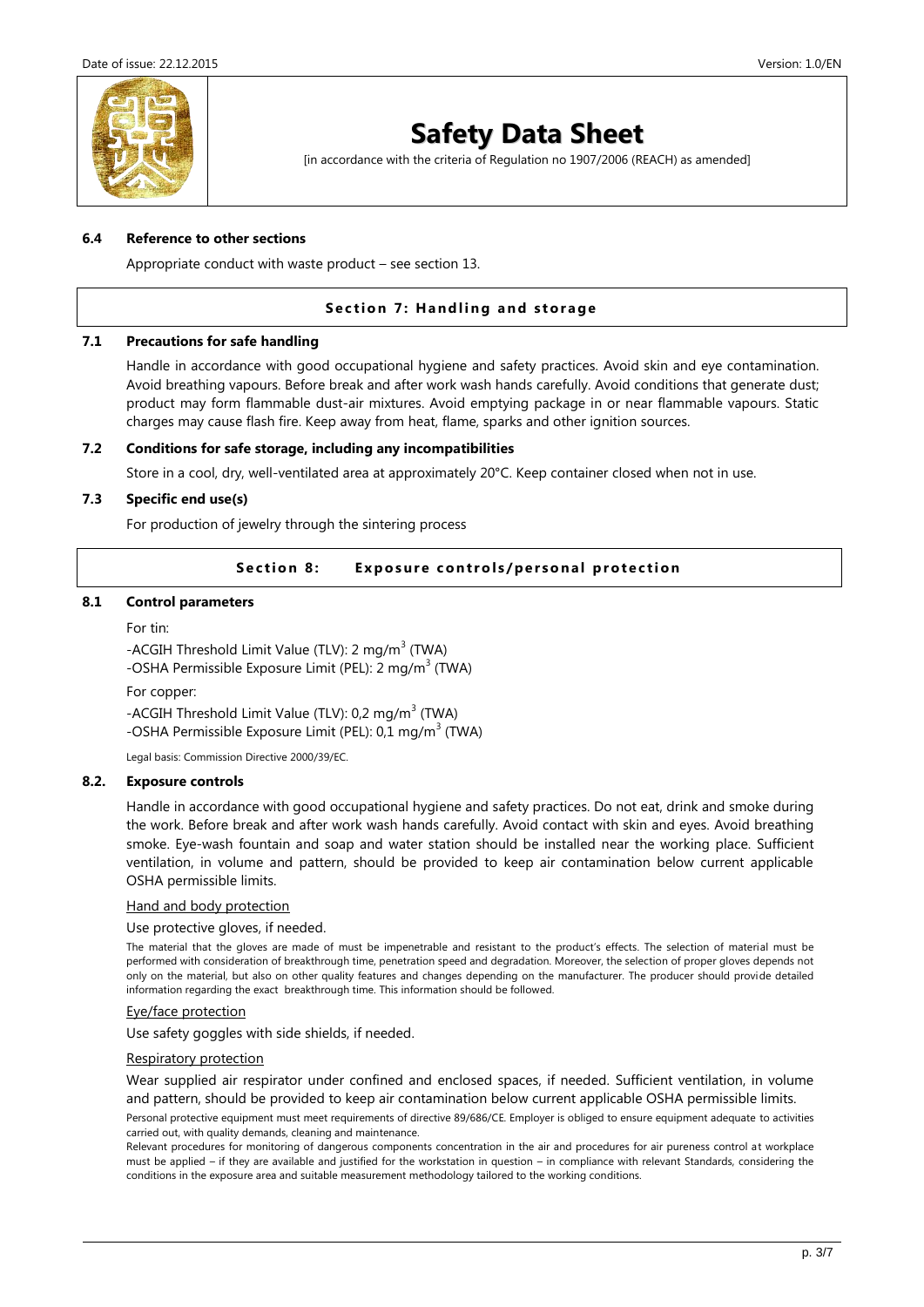### 6.4 Reference to other sections

Appropriate conduct with waste product – see section 13.

## Section 7: Handling and storage

### 7.1 Precautions for safe handling

Handle in accordance with good occupational hygiene and safety practices. Avoid skin and eye contamination. Avoid breathing vapours. Before break and after work wash hands carefully. Avoid conditions that generate dust; product may form flammable dust-air mixtures. Avoid emptying package in or near flammable vapours. Static charges may cause flash fire. Keep away from heat, flame, sparks and other ignition sources.

### 7.2 Conditions for safe storage, including any incompatibilities

Store in a cool, dry, well-ventilated area at approximately 20°C. Keep container closed when not in use.

### 7.3 Specific end use(s)

For production of jewelry through the sintering process

## Section 8: Exposure controls/personal protection

### 8.1 Control parameters

For tin:

-ACGIH Threshold Limit Value (TLV): 2 mg/$m^3$ (TWA)
-OSHA Permissible Exposure Limit (PEL): 2 mg/$m^3$ (TWA)

For copper:

-ACGIH Threshold Limit Value (TLV): 0,2 mg/$m^3$ (TWA)
-OSHA Permissible Exposure Limit (PEL): 0,1 mg/$m^3$ (TWA)

Legal basis: Commission Directive 2000/39/EC.

### 8.2. Exposure controls

Handle in accordance with good occupational hygiene and safety practices. Do not eat, drink and smoke during the work. Before break and after work wash hands carefully. Avoid contact with skin and eyes. Avoid breathing smoke. Eye-wash fountain and soap and water station should be installed near the working place. Sufficient ventilation, in volume and pattern, should be provided to keep air contamination below current applicable OSHA permissible limits.

Hand and body protection

Use protective gloves, if needed.

The material that the gloves are made of must be impenetrable and resistant to the product's effects. The selection of material must be performed with consideration of breakthrough time, penetration speed and degradation. Moreover, the selection of proper gloves depends not only on the material, but also on other quality features and changes depending on the manufacturer. The producer should provide detailed information regarding the exact breakthrough time. This information should be followed.

Eye/face protection

Use safety goggles with side shields, if needed.

Respiratory protection

Wear supplied air respirator under confined and enclosed spaces, if needed. Sufficient ventilation, in volume and pattern, should be provided to keep air contamination below current applicable OSHA permissible limits.

Personal protective equipment must meet requirements of directive 89/686/CE. Employer is obliged to ensure equipment adequate to activities carried out, with quality demands, cleaning and maintenance.

Relevant procedures for monitoring of dangerous components concentration in the air and procedures for air pureness control at workplace must be applied – if they are available and justified for the workstation in question – in compliance with relevant Standards, considering the conditions in the exposure area and suitable measurement methodology tailored to the working conditions.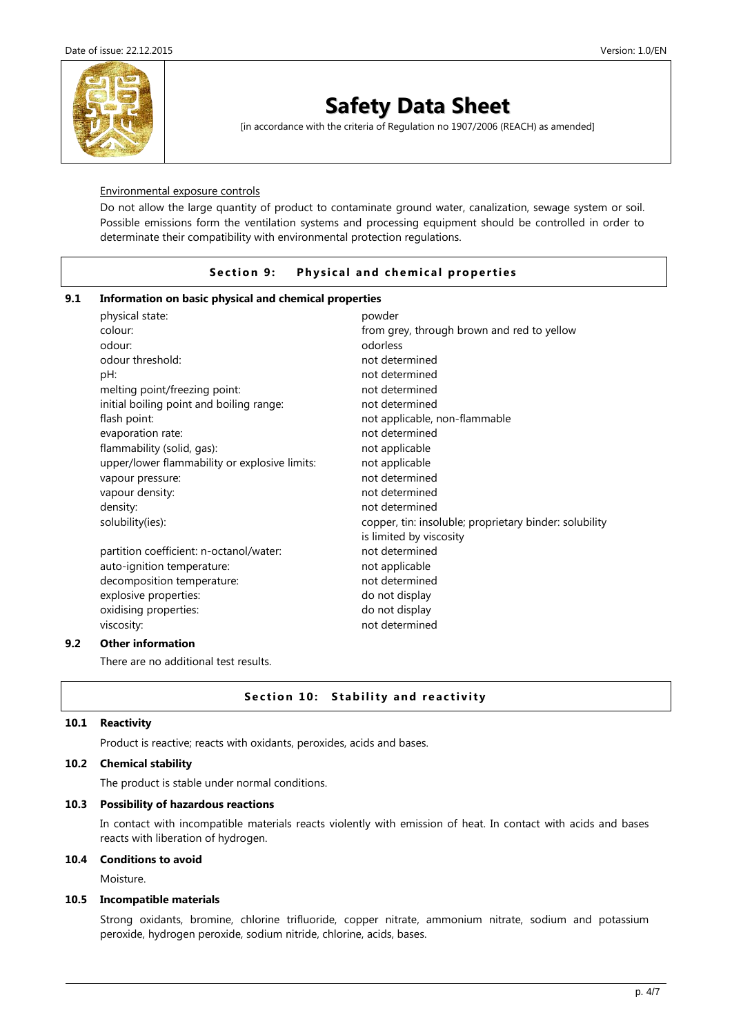Environmental exposure controls

Do not allow the large quantity of product to contaminate ground water, canalization, sewage system or soil. Possible emissions form the ventilation systems and processing equipment should be controlled in order to determinate their compatibility with environmental protection regulations.

## Section 9: Physical and chemical properties

### 9.1 Information on basic physical and chemical properties

| | |
|---|---|
| physical state: | powder |
| colour: | from grey, through brown and red to yellow |
| odour: | odorless |
| odour threshold: | not determined |
| pH: | not determined |
| melting point/freezing point: | not determined |
| initial boiling point and boiling range: | not determined |
| flash point: | not applicable, non-flammable |
| evaporation rate: | not determined |
| flammability (solid, gas): | not applicable |
| upper/lower flammability or explosive limits: | not applicable |
| vapour pressure: | not determined |
| vapour density: | not determined |
| density: | not determined |
| solubility(ies): | copper, tin: insoluble; proprietary binder: solubility is limited by viscosity |
| partition coefficient: n-octanol/water: | not determined |
| auto-ignition temperature: | not applicable |
| decomposition temperature: | not determined |
| explosive properties: | do not display |
| oxidising properties: | do not display |
| viscosity: | not determined |

### 9.2 Other information

There are no additional test results.

## Section 10: Stability and reactivity

### 10.1 Reactivity

Product is reactive; reacts with oxidants, peroxides, acids and bases.

### 10.2 Chemical stability

The product is stable under normal conditions.

### 10.3 Possibility of hazardous reactions

In contact with incompatible materials reacts violently with emission of heat. In contact with acids and bases reacts with liberation of hydrogen.

### 10.4 Conditions to avoid

Moisture.

### 10.5 Incompatible materials

Strong oxidants, bromine, chlorine trifluoride, copper nitrate, ammonium nitrate, sodium and potassium peroxide, hydrogen peroxide, sodium nitride, chlorine, acids, bases.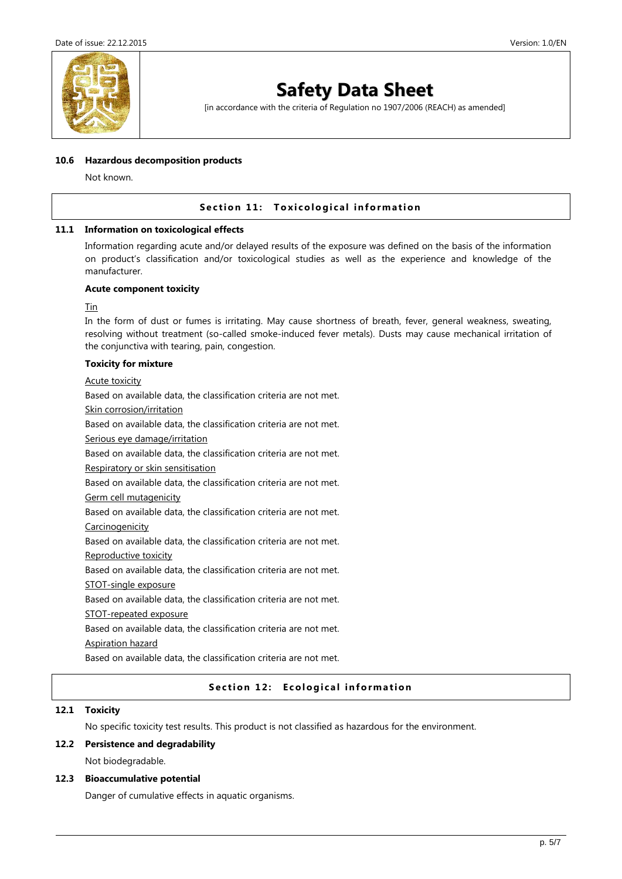#### 10.6 Hazardous decomposition products

Not known.

## Section 11: Toxicological information

#### 11.1 Information on toxicological effects

Information regarding acute and/or delayed results of the exposure was defined on the basis of the information on product's classification and/or toxicological studies as well as the experience and knowledge of the manufacturer.

**Acute component toxicity**

Tin

In the form of dust or fumes is irritating. May cause shortness of breath, fever, general weakness, sweating, resolving without treatment (so-called smoke-induced fever metals). Dusts may cause mechanical irritation of the conjunctiva with tearing, pain, congestion.

**Toxicity for mixture**

Acute toxicity

Based on available data, the classification criteria are not met.

Skin corrosion/irritation

Based on available data, the classification criteria are not met.

Serious eye damage/irritation

Based on available data, the classification criteria are not met.

Respiratory or skin sensitisation

Based on available data, the classification criteria are not met.

Germ cell mutagenicity

Based on available data, the classification criteria are not met.

Carcinogenicity

Based on available data, the classification criteria are not met.

Reproductive toxicity

Based on available data, the classification criteria are not met.

STOT-single exposure

Based on available data, the classification criteria are not met.

STOT-repeated exposure

Based on available data, the classification criteria are not met.

Aspiration hazard

Based on available data, the classification criteria are not met.

## Section 12: Ecological information

#### 12.1 Toxicity

No specific toxicity test results. This product is not classified as hazardous for the environment.

#### 12.2 Persistence and degradability

Not biodegradable.

#### 12.3 Bioaccumulative potential

Danger of cumulative effects in aquatic organisms.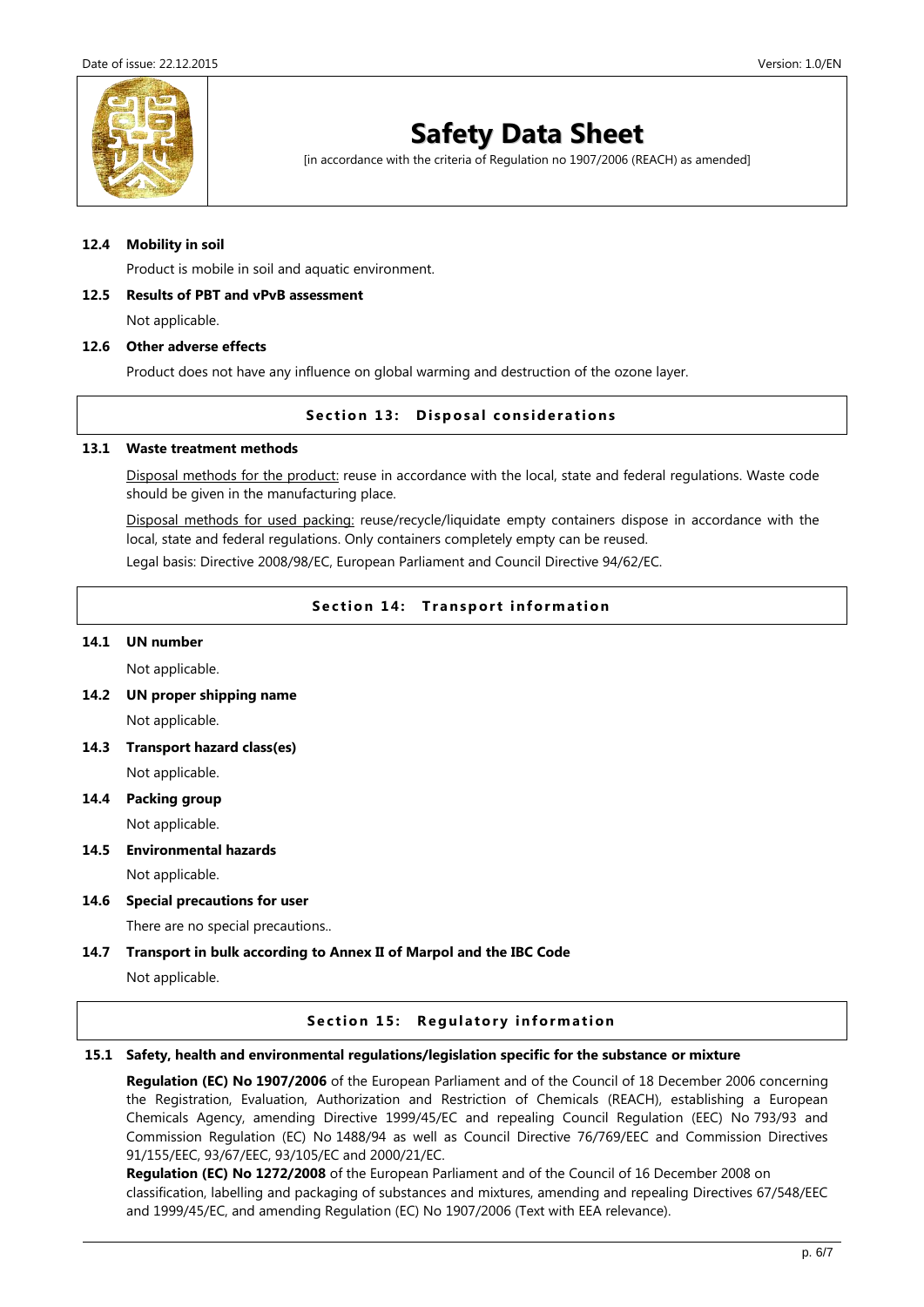### 12.4 Mobility in soil

Product is mobile in soil and aquatic environment.

### 12.5 Results of PBT and vPvB assessment

Not applicable.

### 12.6 Other adverse effects

Product does not have any influence on global warming and destruction of the ozone layer.

## Section 13: Disposal considerations

### 13.1 Waste treatment methods

Disposal methods for the product: reuse in accordance with the local, state and federal regulations. Waste code should be given in the manufacturing place.

Disposal methods for used packing: reuse/recycle/liquidate empty containers dispose in accordance with the local, state and federal regulations. Only containers completely empty can be reused.

Legal basis: Directive 2008/98/EC, European Parliament and Council Directive 94/62/EC.

## Section 14: Transport information

### 14.1 UN number

Not applicable.

### 14.2 UN proper shipping name

Not applicable.

### 14.3 Transport hazard class(es)

Not applicable.

### 14.4 Packing group

Not applicable.

### 14.5 Environmental hazards

Not applicable.

### 14.6 Special precautions for user

There are no special precautions..

### 14.7 Transport in bulk according to Annex II of Marpol and the IBC Code

Not applicable.

## Section 15: Regulatory information

### 15.1 Safety, health and environmental regulations/legislation specific for the substance or mixture

**Regulation (EC) No 1907/2006** of the European Parliament and of the Council of 18 December 2006 concerning the Registration, Evaluation, Authorization and Restriction of Chemicals (REACH), establishing a European Chemicals Agency, amending Directive 1999/45/EC and repealing Council Regulation (EEC) No 793/93 and Commission Regulation (EC) No 1488/94 as well as Council Directive 76/769/EEC and Commission Directives 91/155/EEC, 93/67/EEC, 93/105/EC and 2000/21/EC.

**Regulation (EC) No 1272/2008** of the European Parliament and of the Council of 16 December 2008 on classification, labelling and packaging of substances and mixtures, amending and repealing Directives 67/548/EEC and 1999/45/EC, and amending Regulation (EC) No 1907/2006 (Text with EEA relevance).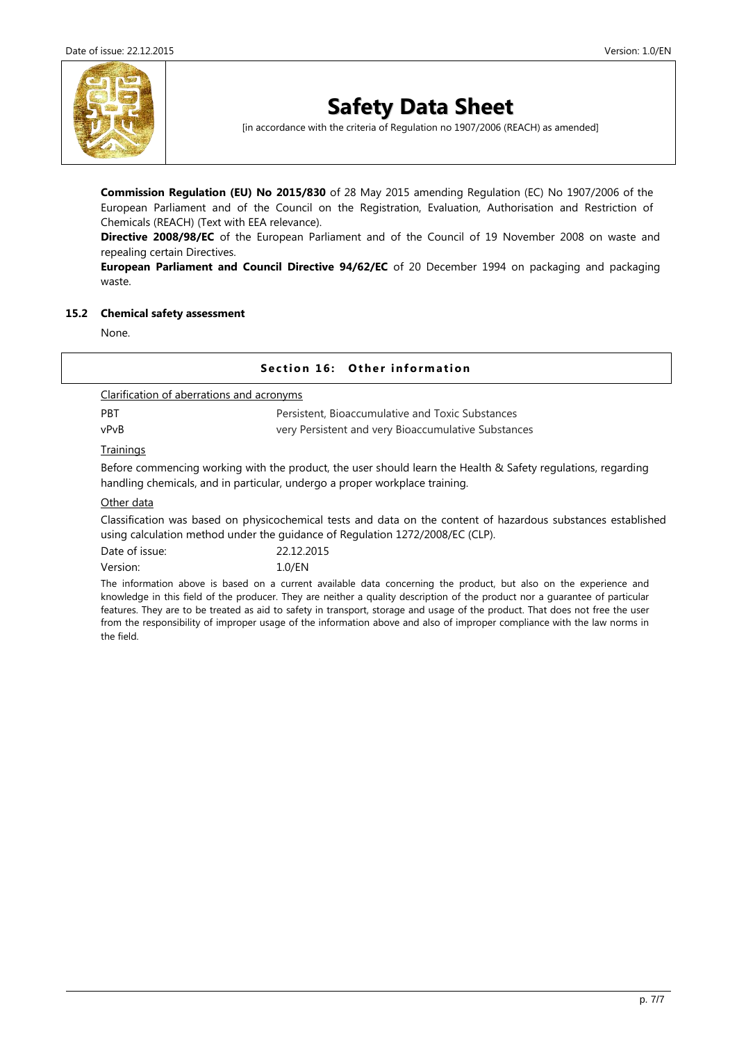**Commission Regulation (EU) No 2015/830** of 28 May 2015 amending Regulation (EC) No 1907/2006 of the European Parliament and of the Council on the Registration, Evaluation, Authorisation and Restriction of Chemicals (REACH) (Text with EEA relevance).

**Directive 2008/98/EC** of the European Parliament and of the Council of 19 November 2008 on waste and repealing certain Directives.

**European Parliament and Council Directive 94/62/EC** of 20 December 1994 on packaging and packaging waste.

### 15.2 Chemical safety assessment

None.

## Section 16: Other information

Clarification of aberrations and acronyms

| | |
|---|---|
| PBT | Persistent, Bioaccumulative and Toxic Substances |
| vPvB | very Persistent and very Bioaccumulative Substances |

Trainings

Before commencing working with the product, the user should learn the Health & Safety regulations, regarding handling chemicals, and in particular, undergo a proper workplace training.

Other data

Classification was based on physicochemical tests and data on the content of hazardous substances established using calculation method under the guidance of Regulation 1272/2008/EC (CLP).

| | |
|---|---|
| Date of issue: | 22.12.2015 |
| Version: | 1.0/EN |

The information above is based on a current available data concerning the product, but also on the experience and knowledge in this field of the producer. They are neither a quality description of the product nor a guarantee of particular features. They are to be treated as aid to safety in transport, storage and usage of the product. That does not free the user from the responsibility of improper usage of the information above and also of improper compliance with the law norms in the field.